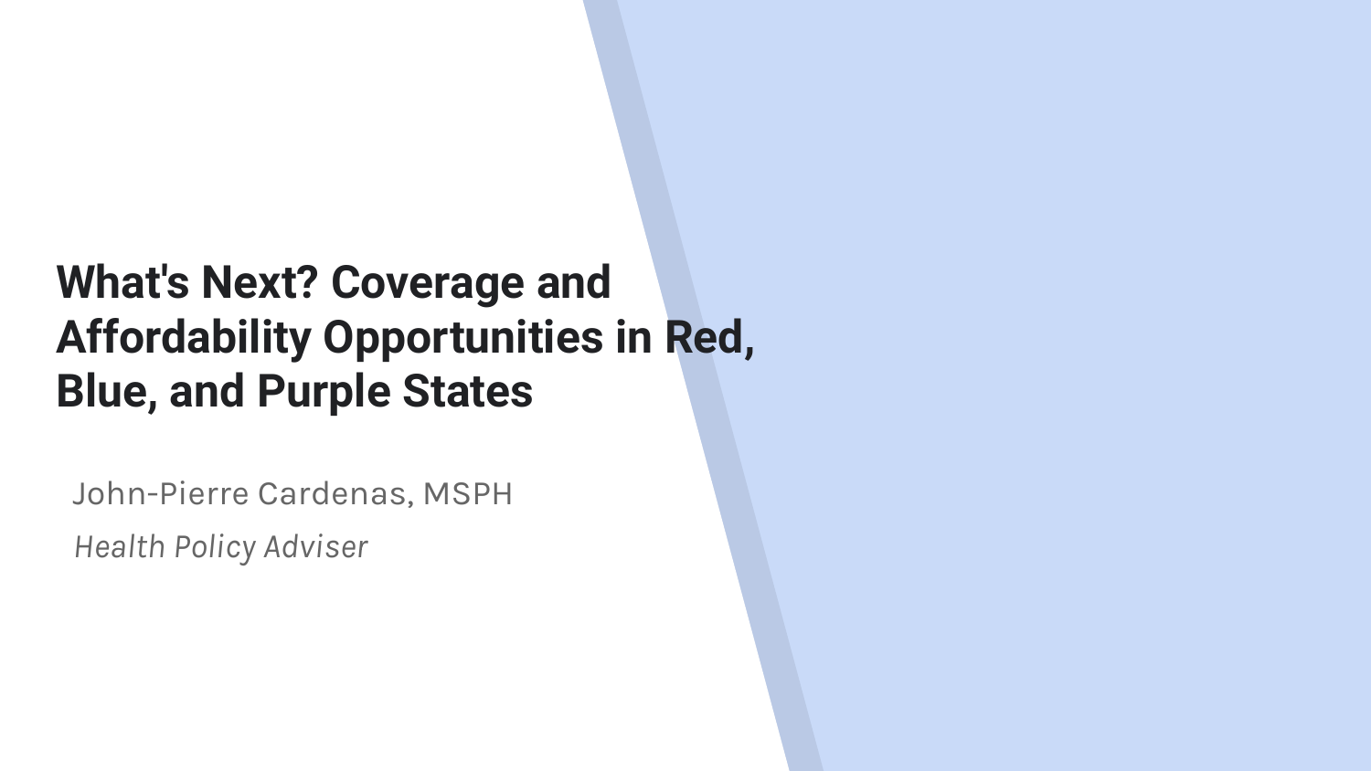# What's Next? Coverage and Affordability Opportunities in Red, Blue, and Purple States

John-Pierre Cardenas, MSPH

*Health Policy Adviser*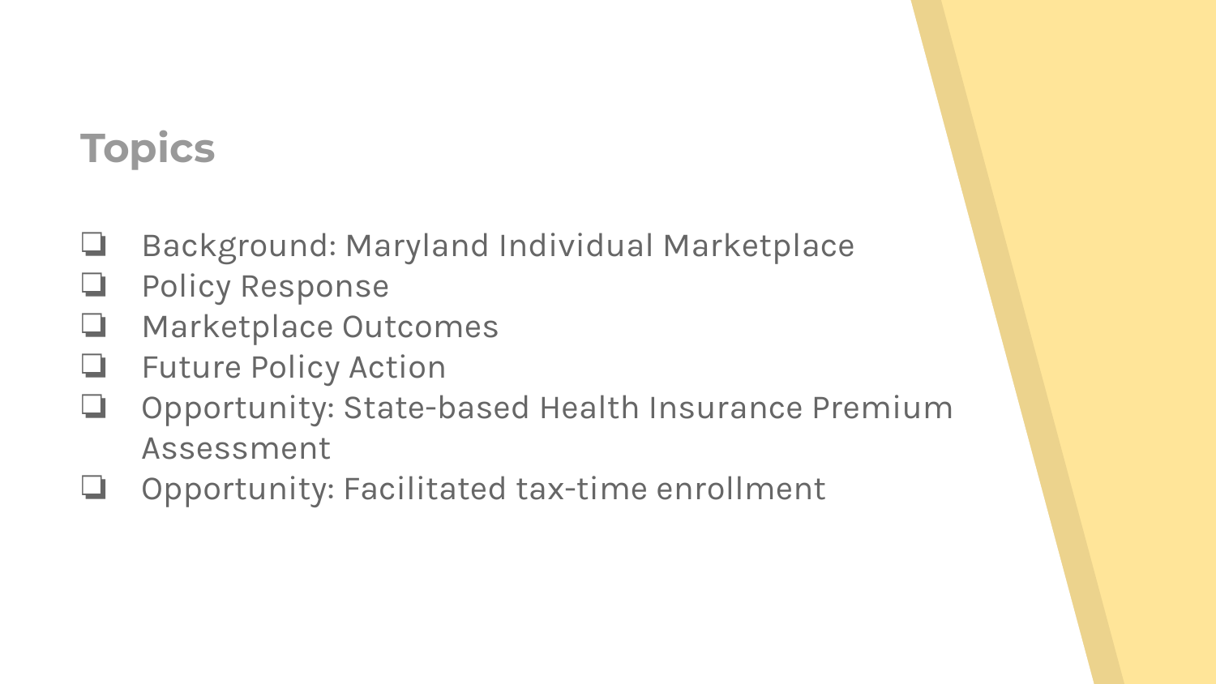## Topics

- Background: Maryland Individual Marketplace
- Policy Response
- Marketplace Outcomes
- Future Policy Action
- Opportunity: State-based Health Insurance Premium Assessment
- Opportunity: Facilitated tax-time enrollment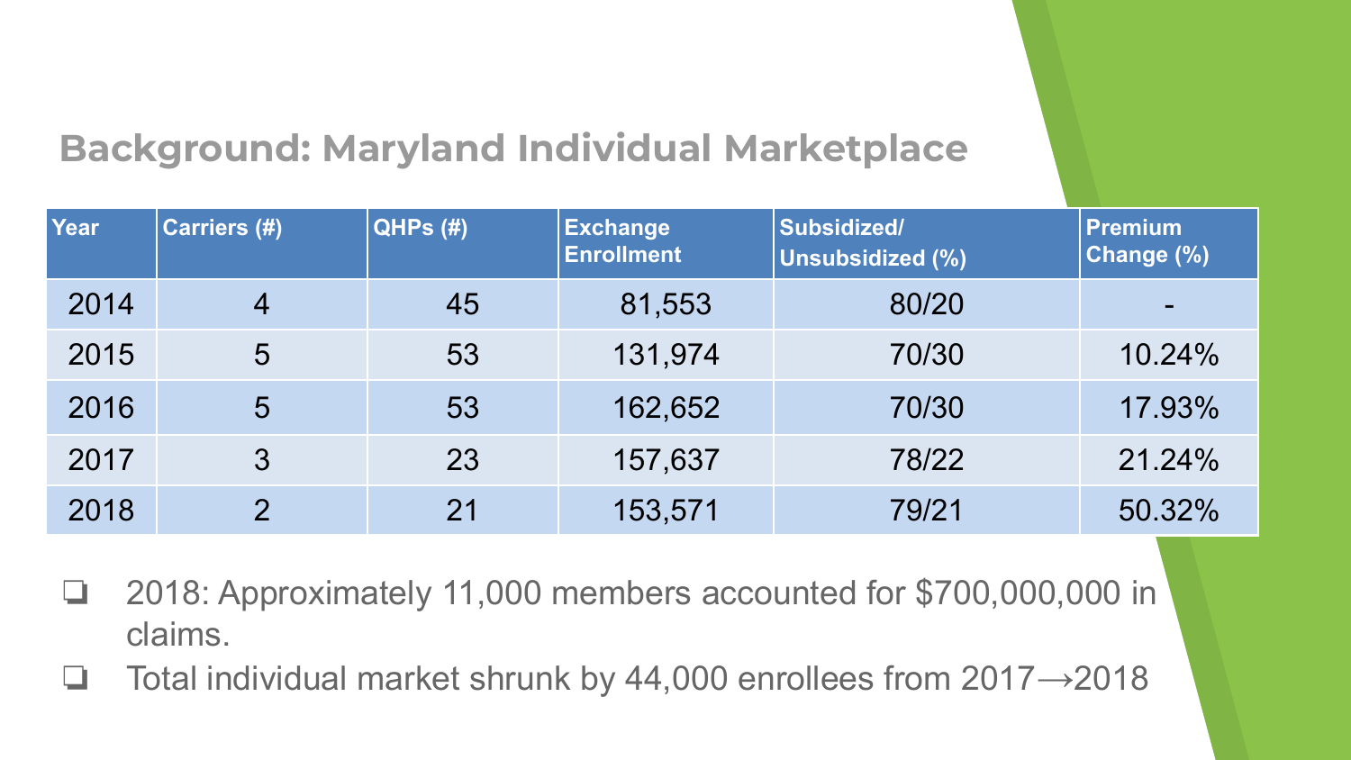## Background: Maryland Individual Marketplace

| Year | Carriers (#) | QHPs (#) | Exchange Enrollment | Subsidized/ Unsubsidized (%) | Premium Change (%) |
|---|---|---|---|---|---|
| 2014 | 4 | 45 | 81,553 | 80/20 | - |
| 2015 | 5 | 53 | 131,974 | 70/30 | 10.24% |
| 2016 | 5 | 53 | 162,652 | 70/30 | 17.93% |
| 2017 | 3 | 23 | 157,637 | 78/22 | 21.24% |
| 2018 | 2 | 21 | 153,571 | 79/21 | 50.32% |

- 2018: Approximately 11,000 members accounted for $700,000,000 in claims.
- Total individual market shrunk by 44,000 enrollees from 2017→2018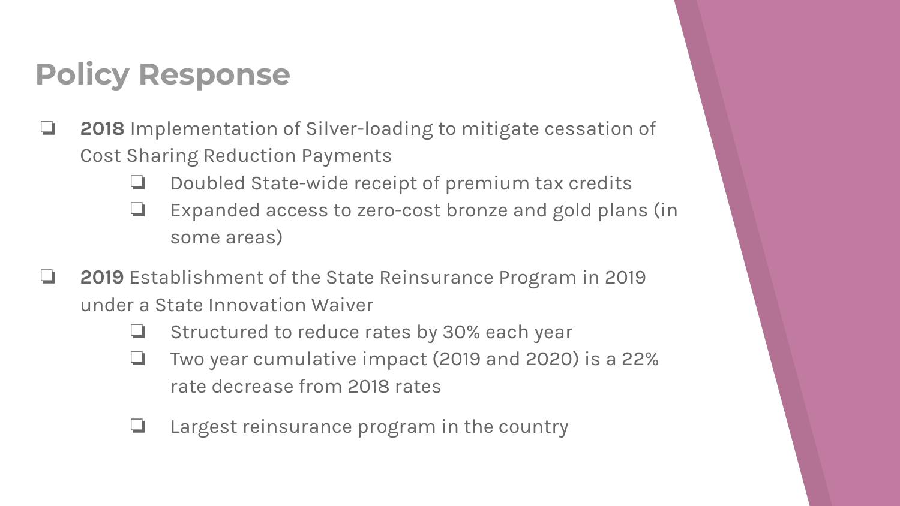# Policy Response

- **2018** Implementation of Silver-loading to mitigate cessation of Cost Sharing Reduction Payments
    - Doubled State-wide receipt of premium tax credits
    - Expanded access to zero-cost bronze and gold plans (in some areas)

- **2019** Establishment of the State Reinsurance Program in 2019 under a State Innovation Waiver
    - Structured to reduce rates by 30% each year
    - Two year cumulative impact (2019 and 2020) is a 22% rate decrease from 2018 rates
    - Largest reinsurance program in the country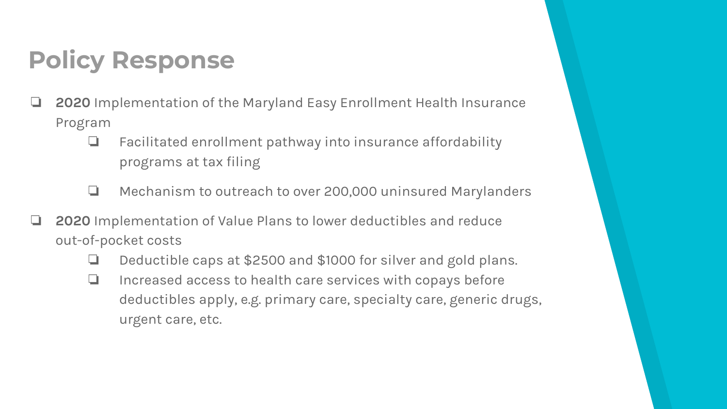# Policy Response

- **2020** Implementation of the Maryland Easy Enrollment Health Insurance Program
  - Facilitated enrollment pathway into insurance affordability programs at tax filing
  - Mechanism to outreach to over 200,000 uninsured Marylanders
- **2020** Implementation of Value Plans to lower deductibles and reduce out-of-pocket costs
  - Deductible caps at $2500 and $1000 for silver and gold plans.
  - Increased access to health care services with copays before deductibles apply, e.g. primary care, specialty care, generic drugs, urgent care, etc.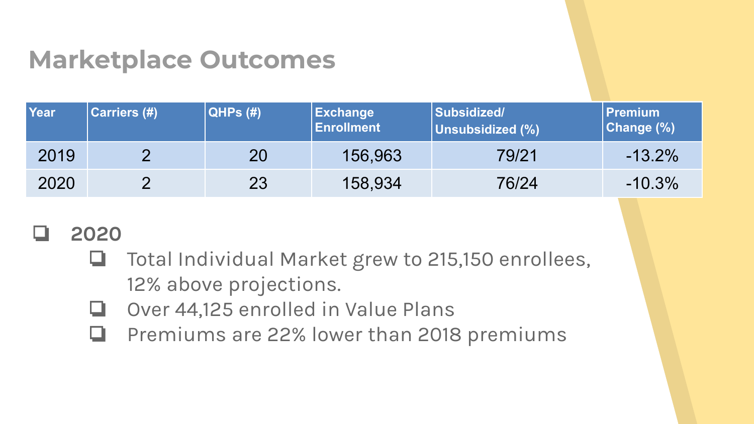# Marketplace Outcomes

| Year | Carriers (#) | QHPs (#) | Exchange Enrollment | Subsidized/ Unsubsidized (%) | Premium Change (%) |
|---|---|---|---|---|---|
| 2019 | 2 | 20 | 156,963 | 79/21 | -13.2% |
| 2020 | 2 | 23 | 158,934 | 76/24 | -10.3% |

- **2020**
  - Total Individual Market grew to 215,150 enrollees, 12% above projections.
  - Over 44,125 enrolled in Value Plans
  - Premiums are 22% lower than 2018 premiums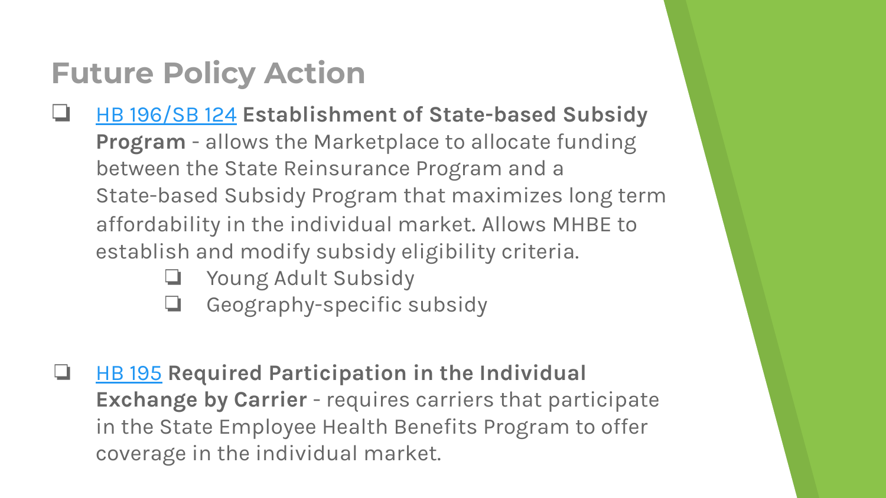# Future Policy Action

- HB 196/SB 124 **Establishment of State-based Subsidy Program** - allows the Marketplace to allocate funding between the State Reinsurance Program and a State-based Subsidy Program that maximizes long term affordability in the individual market. Allows MHBE to establish and modify subsidy eligibility criteria.
  - Young Adult Subsidy
  - Geography-specific subsidy

- HB 195 **Required Participation in the Individual Exchange by Carrier** - requires carriers that participate in the State Employee Health Benefits Program to offer coverage in the individual market.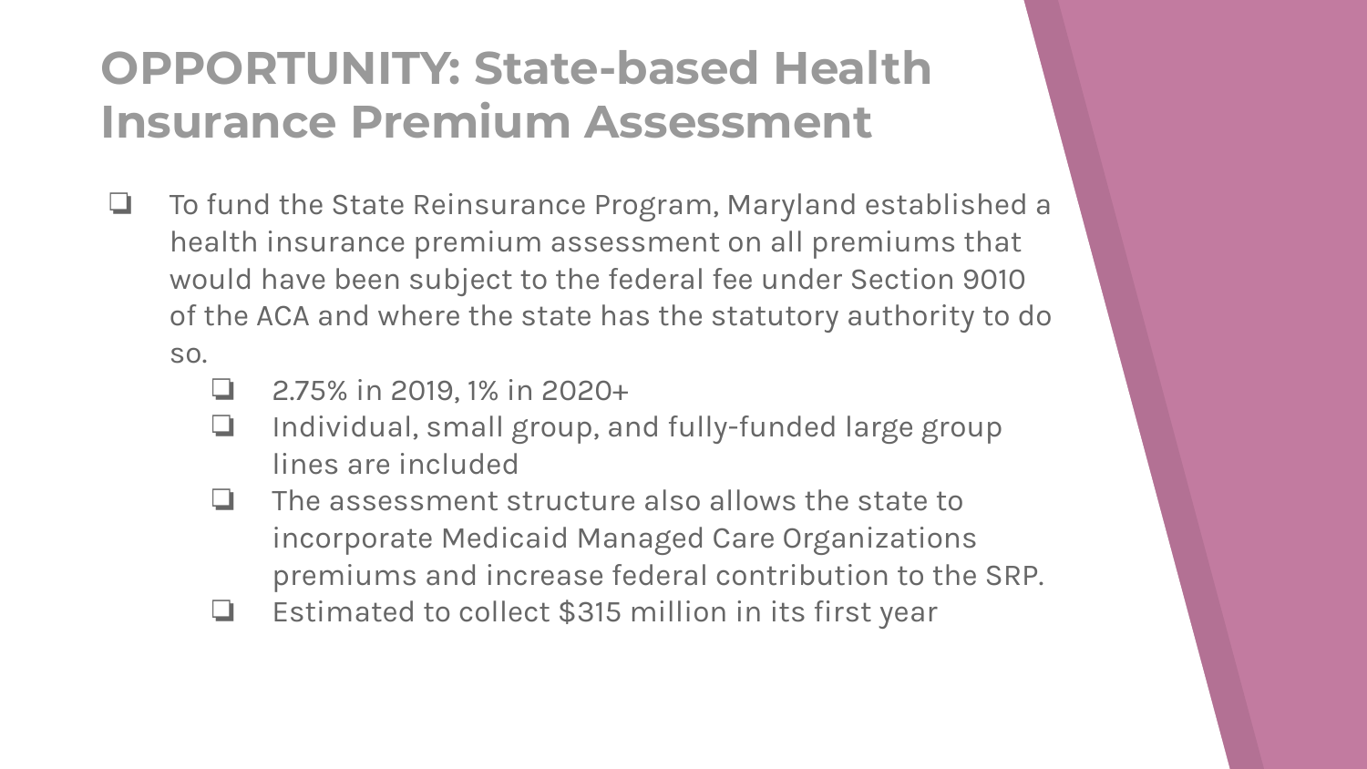# OPPORTUNITY: State-based Health Insurance Premium Assessment

- To fund the State Reinsurance Program, Maryland established a health insurance premium assessment on all premiums that would have been subject to the federal fee under Section 9010 of the ACA and where the state has the statutory authority to do so.
  - 2.75% in 2019, 1% in 2020+
  - Individual, small group, and fully-funded large group lines are included
  - The assessment structure also allows the state to incorporate Medicaid Managed Care Organizations premiums and increase federal contribution to the SRP.
  - Estimated to collect $315 million in its first year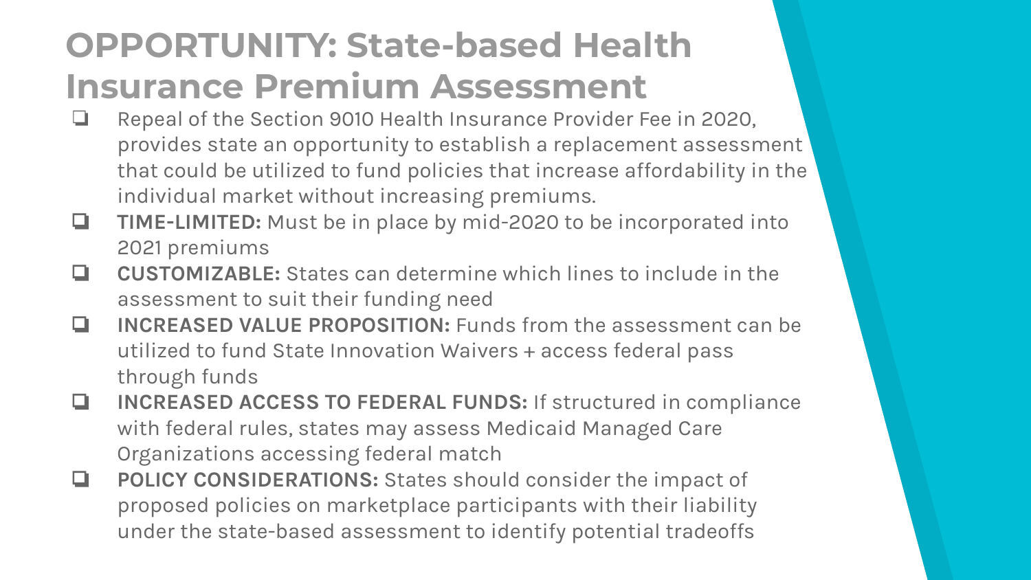# OPPORTUNITY: State-based Health Insurance Premium Assessment

- Repeal of the Section 9010 Health Insurance Provider Fee in 2020, provides state an opportunity to establish a replacement assessment that could be utilized to fund policies that increase affordability in the individual market without increasing premiums.
- **TIME-LIMITED:** Must be in place by mid-2020 to be incorporated into 2021 premiums
- **CUSTOMIZABLE:** States can determine which lines to include in the assessment to suit their funding need
- **INCREASED VALUE PROPOSITION:** Funds from the assessment can be utilized to fund State Innovation Waivers + access federal pass through funds
- **INCREASED ACCESS TO FEDERAL FUNDS:** If structured in compliance with federal rules, states may assess Medicaid Managed Care Organizations accessing federal match
- **POLICY CONSIDERATIONS:** States should consider the impact of proposed policies on marketplace participants with their liability under the state-based assessment to identify potential tradeoffs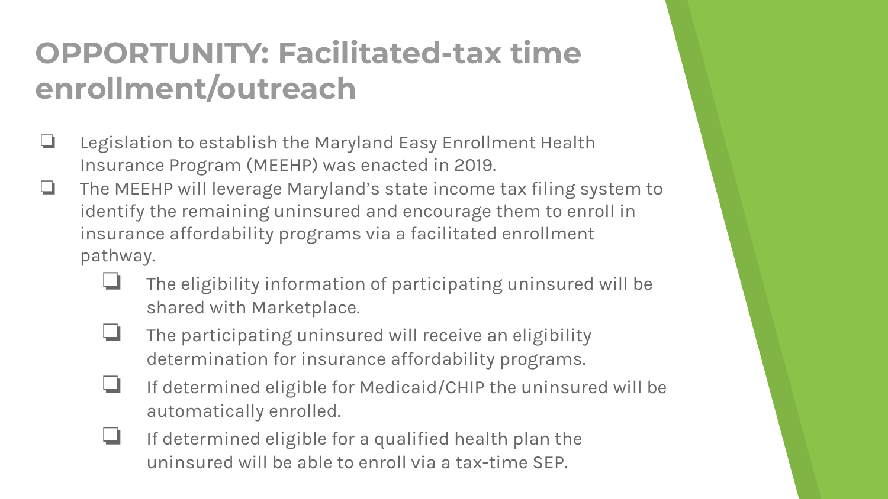# OPPORTUNITY: Facilitated-tax time enrollment/outreach

- Legislation to establish the Maryland Easy Enrollment Health Insurance Program (MEEHP) was enacted in 2019.
- The MEEHP will leverage Maryland's state income tax filing system to identify the remaining uninsured and encourage them to enroll in insurance affordability programs via a facilitated enrollment pathway.
  - The eligibility information of participating uninsured will be shared with Marketplace.
  - The participating uninsured will receive an eligibility determination for insurance affordability programs.
  - If determined eligible for Medicaid/CHIP the uninsured will be automatically enrolled.
  - If determined eligible for a qualified health plan the uninsured will be able to enroll via a tax-time SEP.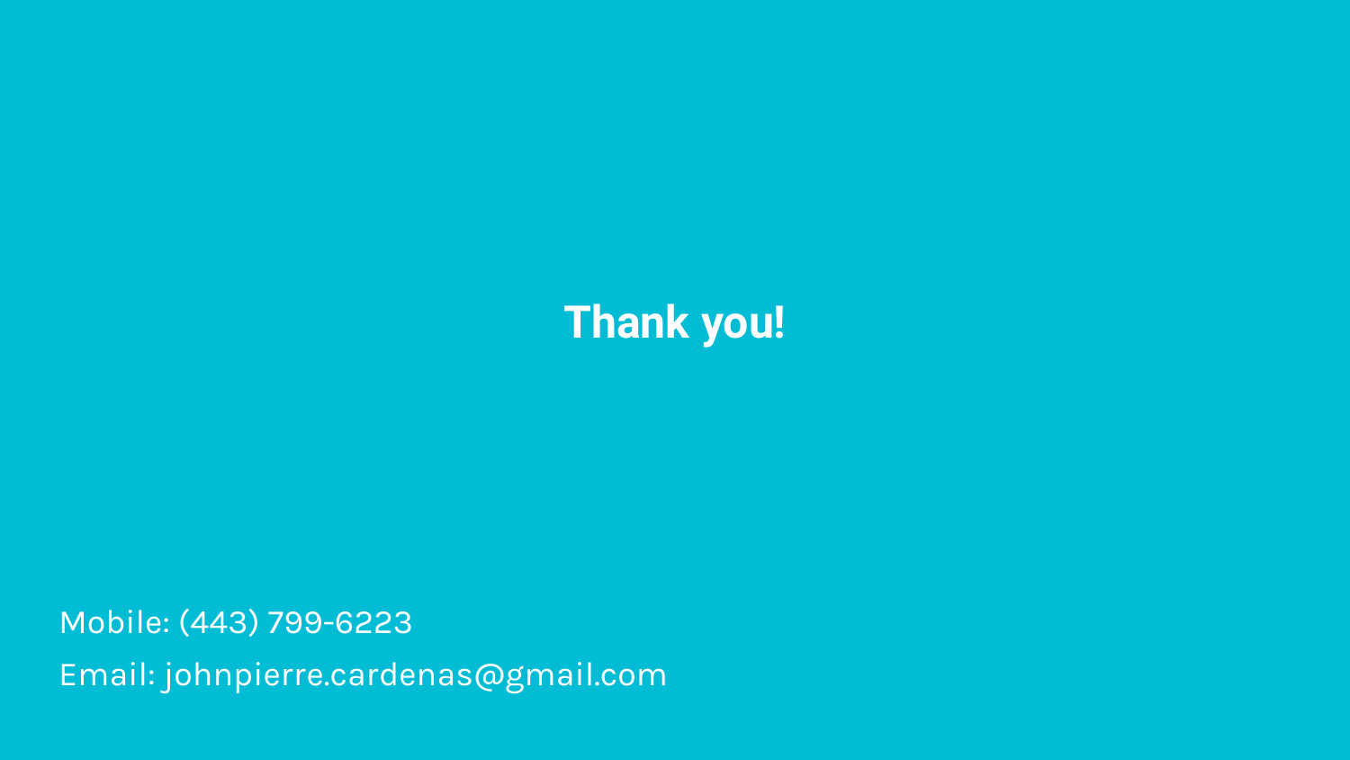# Thank you!

Mobile: (443) 799-6223

Email: johnpierre.cardenas@gmail.com